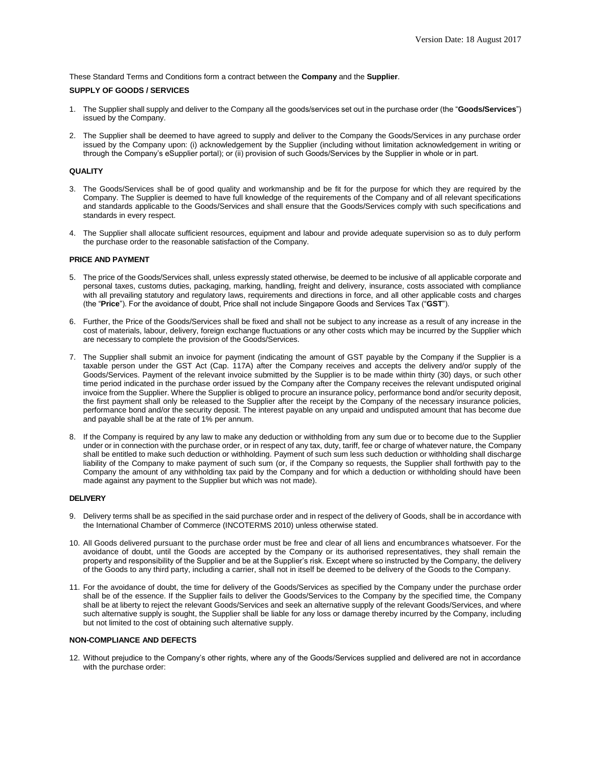Version Date: 18 August 2017

These Standard Terms and Conditions form a contract between the **Company** and the **Supplier**.

**SUPPLY OF GOODS / SERVICES**

1. The Supplier shall supply and deliver to the Company all the goods/services set out in the purchase order (the "**Goods/Services**") issued by the Company.

2. The Supplier shall be deemed to have agreed to supply and deliver to the Company the Goods/Services in any purchase order issued by the Company upon: (i) acknowledgement by the Supplier (including without limitation acknowledgement in writing or through the Company's eSupplier portal); or (ii) provision of such Goods/Services by the Supplier in whole or in part.

**QUALITY**

3. The Goods/Services shall be of good quality and workmanship and be fit for the purpose for which they are required by the Company. The Supplier is deemed to have full knowledge of the requirements of the Company and of all relevant specifications and standards applicable to the Goods/Services and shall ensure that the Goods/Services comply with such specifications and standards in every respect.

4. The Supplier shall allocate sufficient resources, equipment and labour and provide adequate supervision so as to duly perform the purchase order to the reasonable satisfaction of the Company.

**PRICE AND PAYMENT**

5. The price of the Goods/Services shall, unless expressly stated otherwise, be deemed to be inclusive of all applicable corporate and personal taxes, customs duties, packaging, marking, handling, freight and delivery, insurance, costs associated with compliance with all prevailing statutory and regulatory laws, requirements and directions in force, and all other applicable costs and charges (the "**Price**"). For the avoidance of doubt, Price shall not include Singapore Goods and Services Tax ("**GST**").

6. Further, the Price of the Goods/Services shall be fixed and shall not be subject to any increase as a result of any increase in the cost of materials, labour, delivery, foreign exchange fluctuations or any other costs which may be incurred by the Supplier which are necessary to complete the provision of the Goods/Services.

7. The Supplier shall submit an invoice for payment (indicating the amount of GST payable by the Company if the Supplier is a taxable person under the GST Act (Cap. 117A) after the Company receives and accepts the delivery and/or supply of the Goods/Services. Payment of the relevant invoice submitted by the Supplier is to be made within thirty (30) days, or such other time period indicated in the purchase order issued by the Company after the Company receives the relevant undisputed original invoice from the Supplier. Where the Supplier is obliged to procure an insurance policy, performance bond and/or security deposit, the first payment shall only be released to the Supplier after the receipt by the Company of the necessary insurance policies, performance bond and/or the security deposit. The interest payable on any unpaid and undisputed amount that has become due and payable shall be at the rate of 1% per annum.

8. If the Company is required by any law to make any deduction or withholding from any sum due or to become due to the Supplier under or in connection with the purchase order, or in respect of any tax, duty, tariff, fee or charge of whatever nature, the Company shall be entitled to make such deduction or withholding. Payment of such sum less such deduction or withholding shall discharge liability of the Company to make payment of such sum (or, if the Company so requests, the Supplier shall forthwith pay to the Company the amount of any withholding tax paid by the Company and for which a deduction or withholding should have been made against any payment to the Supplier but which was not made).

**DELIVERY**

9. Delivery terms shall be as specified in the said purchase order and in respect of the delivery of Goods, shall be in accordance with the International Chamber of Commerce (INCOTERMS 2010) unless otherwise stated.

10. All Goods delivered pursuant to the purchase order must be free and clear of all liens and encumbrances whatsoever. For the avoidance of doubt, until the Goods are accepted by the Company or its authorised representatives, they shall remain the property and responsibility of the Supplier and be at the Supplier's risk. Except where so instructed by the Company, the delivery of the Goods to any third party, including a carrier, shall not in itself be deemed to be delivery of the Goods to the Company.

11. For the avoidance of doubt, the time for delivery of the Goods/Services as specified by the Company under the purchase order shall be of the essence. If the Supplier fails to deliver the Goods/Services to the Company by the specified time, the Company shall be at liberty to reject the relevant Goods/Services and seek an alternative supply of the relevant Goods/Services, and where such alternative supply is sought, the Supplier shall be liable for any loss or damage thereby incurred by the Company, including but not limited to the cost of obtaining such alternative supply.

**NON-COMPLIANCE AND DEFECTS**

12. Without prejudice to the Company's other rights, where any of the Goods/Services supplied and delivered are not in accordance with the purchase order: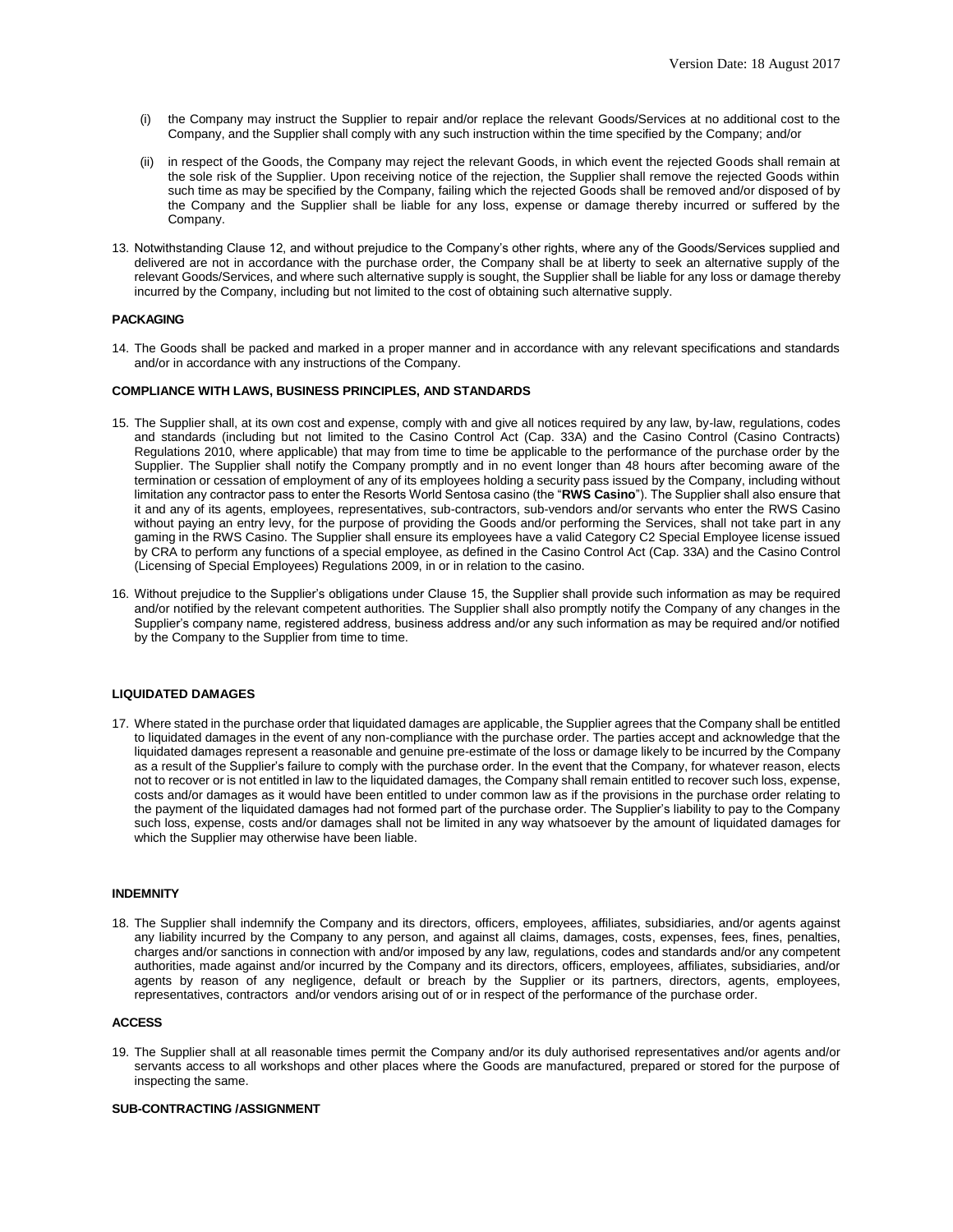(i) the Company may instruct the Supplier to repair and/or replace the relevant Goods/Services at no additional cost to the Company, and the Supplier shall comply with any such instruction within the time specified by the Company; and/or

(ii) in respect of the Goods, the Company may reject the relevant Goods, in which event the rejected Goods shall remain at the sole risk of the Supplier. Upon receiving notice of the rejection, the Supplier shall remove the rejected Goods within such time as may be specified by the Company, failing which the rejected Goods shall be removed and/or disposed of by the Company and the Supplier shall be liable for any loss, expense or damage thereby incurred or suffered by the Company.

13. Notwithstanding Clause 12, and without prejudice to the Company's other rights, where any of the Goods/Services supplied and delivered are not in accordance with the purchase order, the Company shall be at liberty to seek an alternative supply of the relevant Goods/Services, and where such alternative supply is sought, the Supplier shall be liable for any loss or damage thereby incurred by the Company, including but not limited to the cost of obtaining such alternative supply.

**PACKAGING**

14. The Goods shall be packed and marked in a proper manner and in accordance with any relevant specifications and standards and/or in accordance with any instructions of the Company.

**COMPLIANCE WITH LAWS, BUSINESS PRINCIPLES, AND STANDARDS**

15. The Supplier shall, at its own cost and expense, comply with and give all notices required by any law, by-law, regulations, codes and standards (including but not limited to the Casino Control Act (Cap. 33A) and the Casino Control (Casino Contracts) Regulations 2010, where applicable) that may from time to time be applicable to the performance of the purchase order by the Supplier. The Supplier shall notify the Company promptly and in no event longer than 48 hours after becoming aware of the termination or cessation of employment of any of its employees holding a security pass issued by the Company, including without limitation any contractor pass to enter the Resorts World Sentosa casino (the "**RWS Casino**"). The Supplier shall also ensure that it and any of its agents, employees, representatives, sub-contractors, sub-vendors and/or servants who enter the RWS Casino without paying an entry levy, for the purpose of providing the Goods and/or performing the Services, shall not take part in any gaming in the RWS Casino. The Supplier shall ensure its employees have a valid Category C2 Special Employee license issued by CRA to perform any functions of a special employee, as defined in the Casino Control Act (Cap. 33A) and the Casino Control (Licensing of Special Employees) Regulations 2009, in or in relation to the casino.

16. Without prejudice to the Supplier's obligations under Clause 15, the Supplier shall provide such information as may be required and/or notified by the relevant competent authorities. The Supplier shall also promptly notify the Company of any changes in the Supplier's company name, registered address, business address and/or any such information as may be required and/or notified by the Company to the Supplier from time to time.

**LIQUIDATED DAMAGES**

17. Where stated in the purchase order that liquidated damages are applicable, the Supplier agrees that the Company shall be entitled to liquidated damages in the event of any non-compliance with the purchase order. The parties accept and acknowledge that the liquidated damages represent a reasonable and genuine pre-estimate of the loss or damage likely to be incurred by the Company as a result of the Supplier's failure to comply with the purchase order. In the event that the Company, for whatever reason, elects not to recover or is not entitled in law to the liquidated damages, the Company shall remain entitled to recover such loss, expense, costs and/or damages as it would have been entitled to under common law as if the provisions in the purchase order relating to the payment of the liquidated damages had not formed part of the purchase order. The Supplier's liability to pay to the Company such loss, expense, costs and/or damages shall not be limited in any way whatsoever by the amount of liquidated damages for which the Supplier may otherwise have been liable.

**INDEMNITY**

18. The Supplier shall indemnify the Company and its directors, officers, employees, affiliates, subsidiaries, and/or agents against any liability incurred by the Company to any person, and against all claims, damages, costs, expenses, fees, fines, penalties, charges and/or sanctions in connection with and/or imposed by any law, regulations, codes and standards and/or any competent authorities, made against and/or incurred by the Company and its directors, officers, employees, affiliates, subsidiaries, and/or agents by reason of any negligence, default or breach by the Supplier or its partners, directors, agents, employees, representatives, contractors and/or vendors arising out of or in respect of the performance of the purchase order.

**ACCESS**

19. The Supplier shall at all reasonable times permit the Company and/or its duly authorised representatives and/or agents and/or servants access to all workshops and other places where the Goods are manufactured, prepared or stored for the purpose of inspecting the same.

**SUB-CONTRACTING /ASSIGNMENT**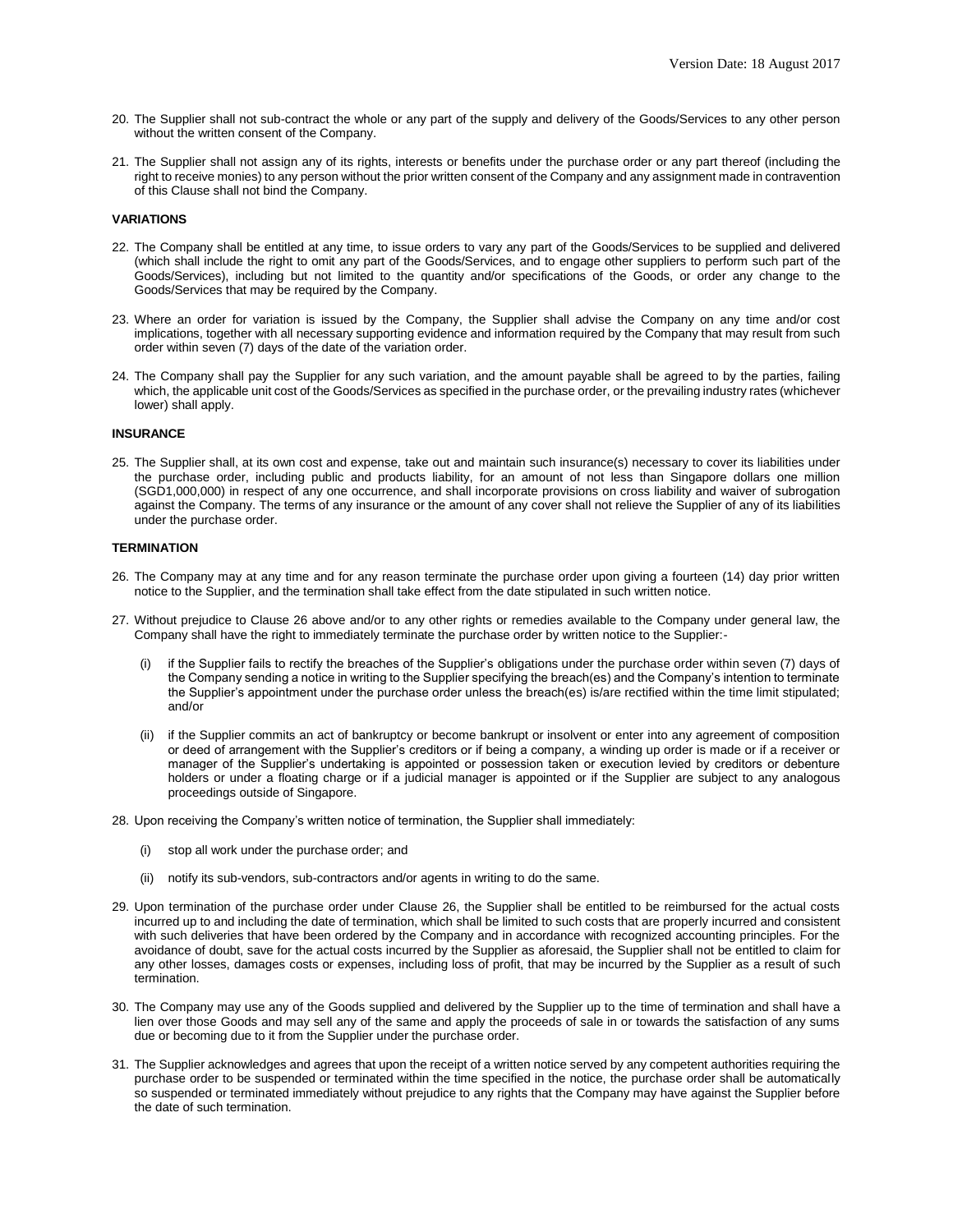20. The Supplier shall not sub-contract the whole or any part of the supply and delivery of the Goods/Services to any other person without the written consent of the Company.

21. The Supplier shall not assign any of its rights, interests or benefits under the purchase order or any part thereof (including the right to receive monies) to any person without the prior written consent of the Company and any assignment made in contravention of this Clause shall not bind the Company.

**VARIATIONS**

22. The Company shall be entitled at any time, to issue orders to vary any part of the Goods/Services to be supplied and delivered (which shall include the right to omit any part of the Goods/Services, and to engage other suppliers to perform such part of the Goods/Services), including but not limited to the quantity and/or specifications of the Goods, or order any change to the Goods/Services that may be required by the Company.

23. Where an order for variation is issued by the Company, the Supplier shall advise the Company on any time and/or cost implications, together with all necessary supporting evidence and information required by the Company that may result from such order within seven (7) days of the date of the variation order.

24. The Company shall pay the Supplier for any such variation, and the amount payable shall be agreed to by the parties, failing which, the applicable unit cost of the Goods/Services as specified in the purchase order, or the prevailing industry rates (whichever lower) shall apply.

**INSURANCE**

25. The Supplier shall, at its own cost and expense, take out and maintain such insurance(s) necessary to cover its liabilities under the purchase order, including public and products liability, for an amount of not less than Singapore dollars one million (SGD1,000,000) in respect of any one occurrence, and shall incorporate provisions on cross liability and waiver of subrogation against the Company. The terms of any insurance or the amount of any cover shall not relieve the Supplier of any of its liabilities under the purchase order.

**TERMINATION**

26. The Company may at any time and for any reason terminate the purchase order upon giving a fourteen (14) day prior written notice to the Supplier, and the termination shall take effect from the date stipulated in such written notice.

27. Without prejudice to Clause 26 above and/or to any other rights or remedies available to the Company under general law, the Company shall have the right to immediately terminate the purchase order by written notice to the Supplier:-

    (i) if the Supplier fails to rectify the breaches of the Supplier's obligations under the purchase order within seven (7) days of the Company sending a notice in writing to the Supplier specifying the breach(es) and the Company's intention to terminate the Supplier's appointment under the purchase order unless the breach(es) is/are rectified within the time limit stipulated; and/or

    (ii) if the Supplier commits an act of bankruptcy or become bankrupt or insolvent or enter into any agreement of composition or deed of arrangement with the Supplier's creditors or if being a company, a winding up order is made or if a receiver or manager of the Supplier's undertaking is appointed or possession taken or execution levied by creditors or debenture holders or under a floating charge or if a judicial manager is appointed or if the Supplier are subject to any analogous proceedings outside of Singapore.

28. Upon receiving the Company's written notice of termination, the Supplier shall immediately:

    (i) stop all work under the purchase order; and

    (ii) notify its sub-vendors, sub-contractors and/or agents in writing to do the same.

29. Upon termination of the purchase order under Clause 26, the Supplier shall be entitled to be reimbursed for the actual costs incurred up to and including the date of termination, which shall be limited to such costs that are properly incurred and consistent with such deliveries that have been ordered by the Company and in accordance with recognized accounting principles. For the avoidance of doubt, save for the actual costs incurred by the Supplier as aforesaid, the Supplier shall not be entitled to claim for any other losses, damages costs or expenses, including loss of profit, that may be incurred by the Supplier as a result of such termination.

30. The Company may use any of the Goods supplied and delivered by the Supplier up to the time of termination and shall have a lien over those Goods and may sell any of the same and apply the proceeds of sale in or towards the satisfaction of any sums due or becoming due to it from the Supplier under the purchase order.

31. The Supplier acknowledges and agrees that upon the receipt of a written notice served by any competent authorities requiring the purchase order to be suspended or terminated within the time specified in the notice, the purchase order shall be automatically so suspended or terminated immediately without prejudice to any rights that the Company may have against the Supplier before the date of such termination.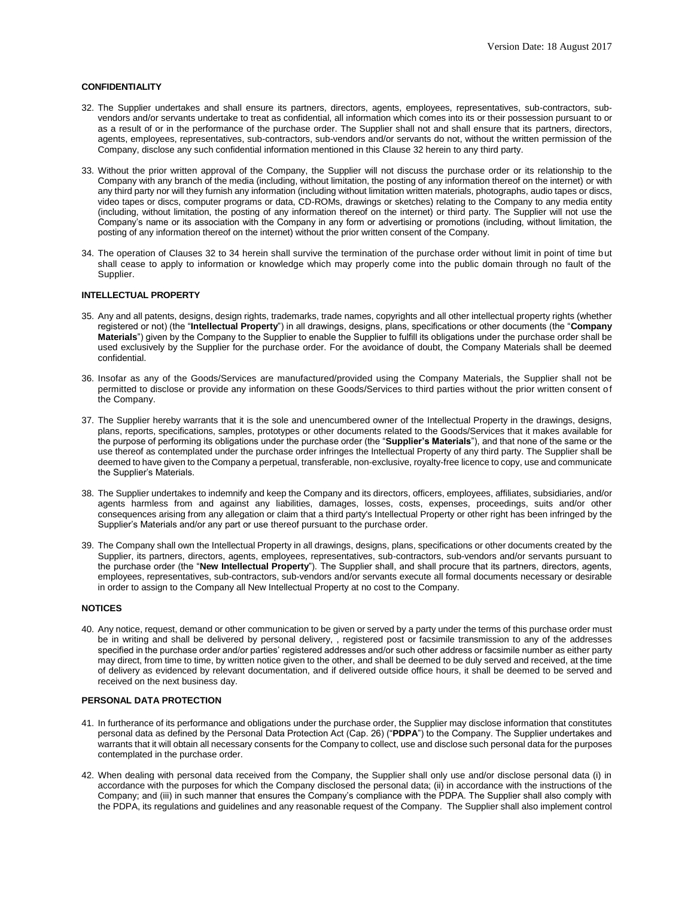**CONFIDENTIALITY**

32. The Supplier undertakes and shall ensure its partners, directors, agents, employees, representatives, sub-contractors, sub-vendors and/or servants undertake to treat as confidential, all information which comes into its or their possession pursuant to or as a result of or in the performance of the purchase order. The Supplier shall not and shall ensure that its partners, directors, agents, employees, representatives, sub-contractors, sub-vendors and/or servants do not, without the written permission of the Company, disclose any such confidential information mentioned in this Clause 32 herein to any third party.

33. Without the prior written approval of the Company, the Supplier will not discuss the purchase order or its relationship to the Company with any branch of the media (including, without limitation, the posting of any information thereof on the internet) or with any third party nor will they furnish any information (including without limitation written materials, photographs, audio tapes or discs, video tapes or discs, computer programs or data, CD-ROMs, drawings or sketches) relating to the Company to any media entity (including, without limitation, the posting of any information thereof on the internet) or third party. The Supplier will not use the Company's name or its association with the Company in any form or advertising or promotions (including, without limitation, the posting of any information thereof on the internet) without the prior written consent of the Company.

34. The operation of Clauses 32 to 34 herein shall survive the termination of the purchase order without limit in point of time but shall cease to apply to information or knowledge which may properly come into the public domain through no fault of the Supplier.

**INTELLECTUAL PROPERTY**

35. Any and all patents, designs, design rights, trademarks, trade names, copyrights and all other intellectual property rights (whether registered or not) (the "**Intellectual Property**") in all drawings, designs, plans, specifications or other documents (the "**Company Materials**") given by the Company to the Supplier to enable the Supplier to fulfill its obligations under the purchase order shall be used exclusively by the Supplier for the purchase order. For the avoidance of doubt, the Company Materials shall be deemed confidential.

36. Insofar as any of the Goods/Services are manufactured/provided using the Company Materials, the Supplier shall not be permitted to disclose or provide any information on these Goods/Services to third parties without the prior written consent of the Company.

37. The Supplier hereby warrants that it is the sole and unencumbered owner of the Intellectual Property in the drawings, designs, plans, reports, specifications, samples, prototypes or other documents related to the Goods/Services that it makes available for the purpose of performing its obligations under the purchase order (the "**Supplier's Materials**"), and that none of the same or the use thereof as contemplated under the purchase order infringes the Intellectual Property of any third party. The Supplier shall be deemed to have given to the Company a perpetual, transferable, non-exclusive, royalty-free licence to copy, use and communicate the Supplier's Materials.

38. The Supplier undertakes to indemnify and keep the Company and its directors, officers, employees, affiliates, subsidiaries, and/or agents harmless from and against any liabilities, damages, losses, costs, expenses, proceedings, suits and/or other consequences arising from any allegation or claim that a third party's Intellectual Property or other right has been infringed by the Supplier's Materials and/or any part or use thereof pursuant to the purchase order.

39. The Company shall own the Intellectual Property in all drawings, designs, plans, specifications or other documents created by the Supplier, its partners, directors, agents, employees, representatives, sub-contractors, sub-vendors and/or servants pursuant to the purchase order (the "**New Intellectual Property**"). The Supplier shall, and shall procure that its partners, directors, agents, employees, representatives, sub-contractors, sub-vendors and/or servants execute all formal documents necessary or desirable in order to assign to the Company all New Intellectual Property at no cost to the Company.

**NOTICES**

40. Any notice, request, demand or other communication to be given or served by a party under the terms of this purchase order must be in writing and shall be delivered by personal delivery, , registered post or facsimile transmission to any of the addresses specified in the purchase order and/or parties' registered addresses and/or such other address or facsimile number as either party may direct, from time to time, by written notice given to the other, and shall be deemed to be duly served and received, at the time of delivery as evidenced by relevant documentation, and if delivered outside office hours, it shall be deemed to be served and received on the next business day.

**PERSONAL DATA PROTECTION**

41. In furtherance of its performance and obligations under the purchase order, the Supplier may disclose information that constitutes personal data as defined by the Personal Data Protection Act (Cap. 26) ("**PDPA**") to the Company. The Supplier undertakes and warrants that it will obtain all necessary consents for the Company to collect, use and disclose such personal data for the purposes contemplated in the purchase order.

42. When dealing with personal data received from the Company, the Supplier shall only use and/or disclose personal data (i) in accordance with the purposes for which the Company disclosed the personal data; (ii) in accordance with the instructions of the Company; and (iii) in such manner that ensures the Company's compliance with the PDPA. The Supplier shall also comply with the PDPA, its regulations and guidelines and any reasonable request of the Company. The Supplier shall also implement control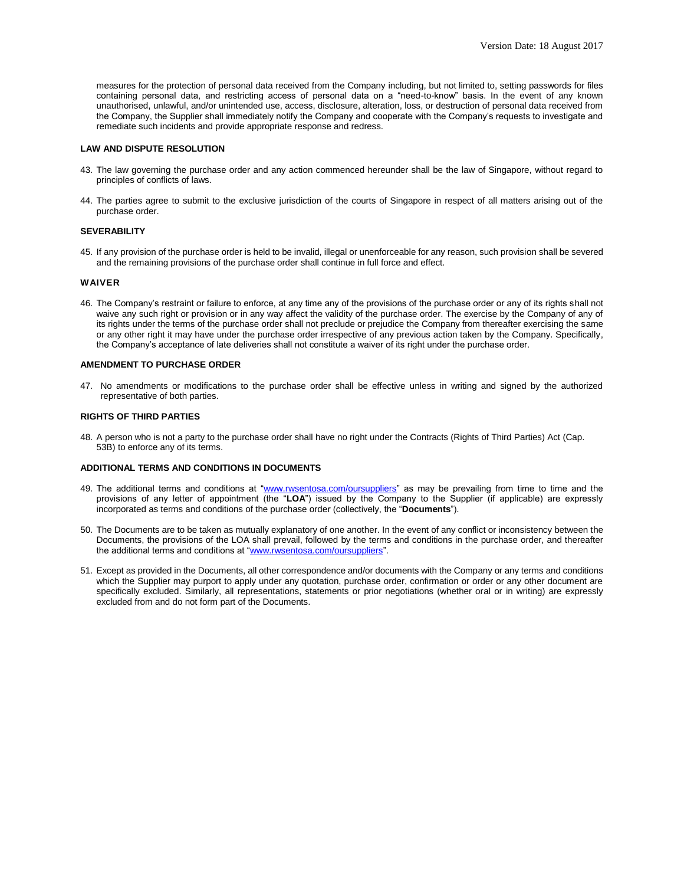measures for the protection of personal data received from the Company including, but not limited to, setting passwords for files containing personal data, and restricting access of personal data on a "need-to-know" basis. In the event of any known unauthorised, unlawful, and/or unintended use, access, disclosure, alteration, loss, or destruction of personal data received from the Company, the Supplier shall immediately notify the Company and cooperate with the Company's requests to investigate and remediate such incidents and provide appropriate response and redress.

**LAW AND DISPUTE RESOLUTION**

43. The law governing the purchase order and any action commenced hereunder shall be the law of Singapore, without regard to principles of conflicts of laws.

44. The parties agree to submit to the exclusive jurisdiction of the courts of Singapore in respect of all matters arising out of the purchase order.

**SEVERABILITY**

45. If any provision of the purchase order is held to be invalid, illegal or unenforceable for any reason, such provision shall be severed and the remaining provisions of the purchase order shall continue in full force and effect.

**WAIVER**

46. The Company's restraint or failure to enforce, at any time any of the provisions of the purchase order or any of its rights shall not waive any such right or provision or in any way affect the validity of the purchase order. The exercise by the Company of any of its rights under the terms of the purchase order shall not preclude or prejudice the Company from thereafter exercising the same or any other right it may have under the purchase order irrespective of any previous action taken by the Company. Specifically, the Company's acceptance of late deliveries shall not constitute a waiver of its right under the purchase order.

**AMENDMENT TO PURCHASE ORDER**

47. No amendments or modifications to the purchase order shall be effective unless in writing and signed by the authorized representative of both parties.

**RIGHTS OF THIRD PARTIES**

48. A person who is not a party to the purchase order shall have no right under the Contracts (Rights of Third Parties) Act (Cap. 53B) to enforce any of its terms.

**ADDITIONAL TERMS AND CONDITIONS IN DOCUMENTS**

49. The additional terms and conditions at "www.rwsentosa.com/oursuppliers" as may be prevailing from time to time and the provisions of any letter of appointment (the "**LOA**") issued by the Company to the Supplier (if applicable) are expressly incorporated as terms and conditions of the purchase order (collectively, the "**Documents**").

50. The Documents are to be taken as mutually explanatory of one another. In the event of any conflict or inconsistency between the Documents, the provisions of the LOA shall prevail, followed by the terms and conditions in the purchase order, and thereafter the additional terms and conditions at "www.rwsentosa.com/oursuppliers".

51. Except as provided in the Documents, all other correspondence and/or documents with the Company or any terms and conditions which the Supplier may purport to apply under any quotation, purchase order, confirmation or order or any other document are specifically excluded. Similarly, all representations, statements or prior negotiations (whether oral or in writing) are expressly excluded from and do not form part of the Documents.